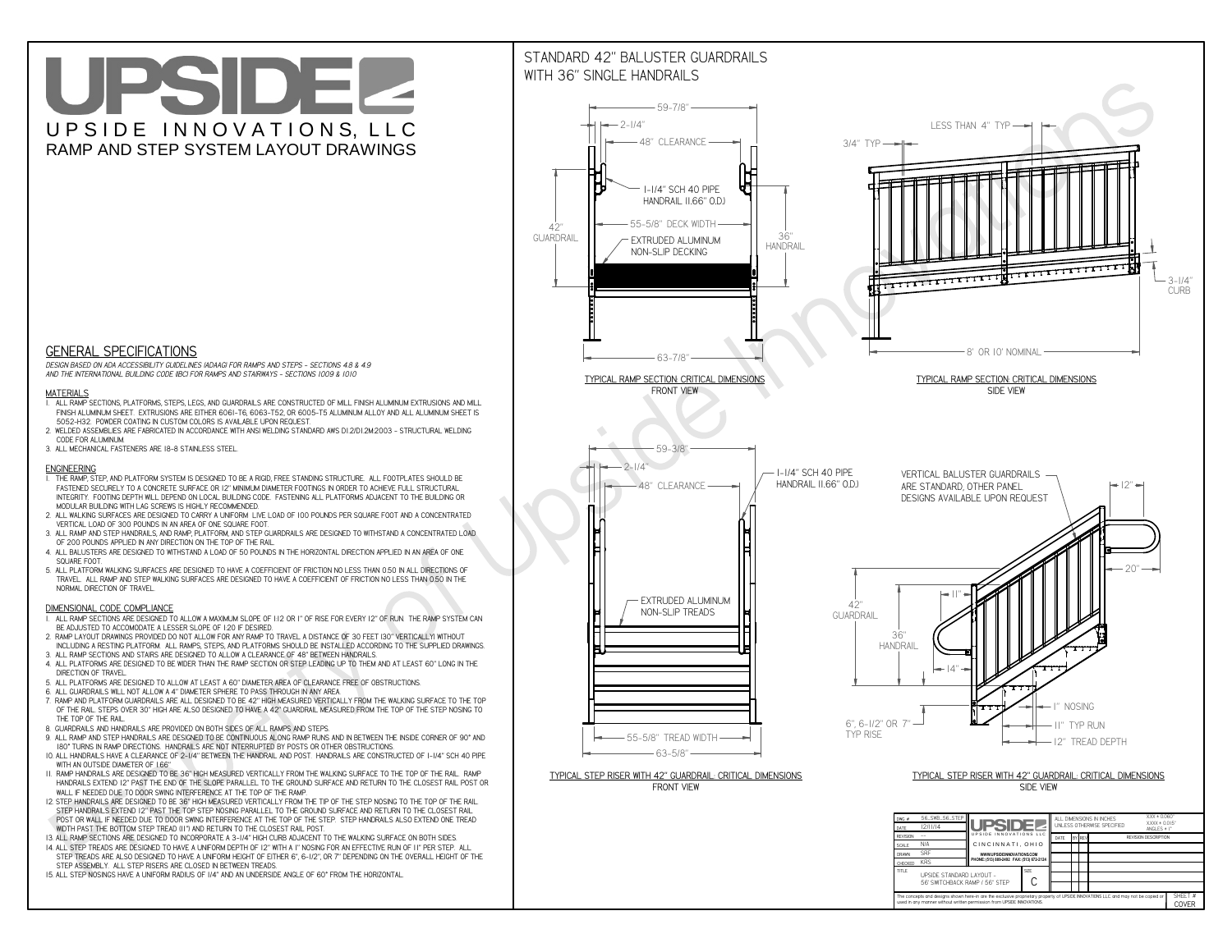# UPSIDE

UPSIDE INNOVATIONS, LLC

RAMP AND STEP SYSTEM LAYOUT DRAWINGS

## GENERAL SPECIFICATIONS

*DESIGN BASED ON ADA ACCESSIBILITY GUIDELINES (ADAAG) FOR RAMPS AND STEPS - SECTIONS 4.8 & 4.9 AND THE INTERNATIONAL BUILDING CODE (IBC) FOR RAMPS AND STAIRWAYS - SECTIONS 1009 & 1010*

### MATERIALS

1. ALL RAMP SECTIONS, PLATFORMS, STEPS, LEGS, AND GUARDRAILS ARE CONSTRUCTED OF MILL FINISH ALUMINUM EXTRUSIONS AND MILL FINISH ALUMINUM SHEET. EXTRUSIONS ARE EITHER 6061-T6, 6063-T52, OR 6005-T5 ALUMINUM ALLOY AND ALL ALUMINUM SHEET IS 5052-H32. POWDER COATING IN CUSTOM COLORS IS AVAILABLE UPON REQUEST.
2. WELDED ASSEMBLIES ARE FABRICATED IN ACCORDANCE WITH ANSI WELDING STANDARD AWS D1.2/D1.2M:2003 - STRUCTURAL WELDING CODE FOR ALUMINUM.
3. ALL MECHANICAL FASTENERS ARE 18-8 STAINLESS STEEL.

### ENGINEERING

1. THE RAMP, STEP, AND PLATFORM SYSTEM IS DESIGNED TO BE A RIGID, FREE STANDING STRUCTURE. ALL FOOTPLATES SHOULD BE FASTENED SECURELY TO A CONCRETE SURFACE OR 12" MINIMUM DIAMETER CONCRETE FOOTINGS IN ORDER TO ACHIEVE FULL STRUCTURAL INTEGRITY. FOOTING DEPTH WILL DEPEND ON LOCAL BUILDING CODE. FASTENING ALL PLATFORMS ADJACENT TO THE BUILDING OR MODULAR BUILDING WITH LAG SCREWS IS HIGHLY RECOMMENDED.
2. ALL WALKING SURFACES ARE DESIGNED TO CARRY A UNIFORM LIVE LOAD OF 100 POUNDS PER SQUARE FOOT AND A CONCENTRATED VERTICAL LOAD OF 300 POUNDS IN AN AREA OF ONE SQUARE FOOT.
3. ALL RAMP AND STEP HANDRAILS, AND RAMP, PLATFORM, AND STEP GUARDRAILS ARE DESIGNED TO WITHSTAND A CONCENTRATED LOAD OF 200 POUNDS APPLIED IN ANY DIRECTION ON THE TOP OF THE RAIL.
4. ALL BALUSTERS ARE DESIGNED TO WITHSTAND A LOAD OF 50 POUNDS IN THE HORIZONTAL DIRECTION APPLIED IN AN AREA OF ONE SQUARE FOOT.
5. ALL PLATFORM WALKING SURFACES ARE DESIGNED TO HAVE A COEFFICIENT OF FRICTION NO LESS THAN 0.50 IN ALL DIRECTIONS OF TRAVEL. ALL RAMP AND STEP WALKING SURFACES ARE DESIGNED TO HAVE A COEFFICIENT OF FRICTION NO LESS THAN 0.50 IN THE NORMAL DIRECTION OF TRAVEL.

### DIMENSIONAL CODE COMPLIANCE

1. ALL RAMP SECTIONS ARE DESIGNED TO ALLOW A MAXIMUM SLOPE OF 1:12 OR 1" OF RISE FOR EVERY 12" OF RUN. THE RAMP SYSTEM CAN BE ADJUSTED TO ACCOMODATE A LESSER SLOPE OF 1:20 IF DESIRED.
2. RAMP LAYOUT DRAWINGS PROVIDED DO NOT ALLOW FOR ANY RAMP TO TRAVEL A DISTANCE OF 30 FEET (30" VERTICALLY) WITHOUT INCLUDING A RESTING PLATFORM. ALL RAMPS, STEPS, AND PLATFORMS SHOULD BE INSTALLED ACCORDING TO THE SUPPLIED DRAWINGS.
3. ALL RAMP SECTIONS AND STAIRS ARE DESIGNED TO ALLOW A CLEARANCE OF 48" BETWEEN HANDRAILS.
4. ALL PLATFORMS ARE DESIGNED TO BE WIDER THAN THE RAMP SECTION OR STEP LEADING UP TO THEM AND AT LEAST 60" LONG IN THE DIRECTION OF TRAVEL.
5. ALL PLATFORMS ARE DESIGNED TO ALLOW AT LEAST A 60" DIAMETER AREA OF CLEARANCE FREE OF OBSTRUCTIONS.
6. ALL GUARDRAILS WILL NOT ALLOW A 4" DIAMETER SPHERE TO PASS THROUGH IN ANY AREA.
7. RAMP AND PLATFORM GUARDRAILS ARE ALL DESIGNED TO BE 42" HIGH MEASURED VERTICALLY FROM THE WALKING SURFACE TO THE TOP OF THE RAIL. STEPS OVER 30" HIGH ARE ALSO DESIGNED TO HAVE A 42" GUARDRAIL MEASURED FROM THE TOP OF THE STEP NOSING TO THE TOP OF THE RAIL.
8. GUARDRAILS AND HANDRAILS ARE PROVIDED ON BOTH SIDES OF ALL RAMPS AND STEPS.
9. ALL RAMP AND STEP HANDRAILS ARE DESIGNED TO BE CONTINUOUS ALONG RAMP RUNS AND IN BETWEEN THE INSIDE CORNER OF 90° AND 180° TURNS IN RAMP DIRECTIONS. HANDRAILS ARE NOT INTERRUPTED BY POSTS OR OTHER OBSTRUCTIONS.
10. ALL HANDRAILS HAVE A CLEARANCE OF 2-1/4" BETWEEN THE HANDRAIL AND POST. HANDRAILS ARE CONSTRUCTED OF 1-1/4" SCH 40 PIPE WITH AN OUTSIDE DIAMETER OF 1.66"
11. RAMP HANDRAILS ARE DESIGNED TO BE 36" HIGH MEASURED VERTICALLY FROM THE WALKING SURFACE TO THE TOP OF THE RAIL. RAMP HANDRAILS EXTEND 12" PAST THE END OF THE SLOPE PARALLEL TO THE GROUND SURFACE AND RETURN TO THE CLOSEST RAIL POST OR WALL IF NEEDED DUE TO DOOR SWING INTERFERENCE AT THE TOP OF THE RAMP.
12. STEP HANDRAILS ARE DESIGNED TO BE 36" HIGH MEASURED VERTICALLY FROM THE TIP OF THE STEP NOSING TO THE TOP OF THE RAIL. STEP HANDRAILS EXTEND 12" PAST THE TOP STEP NOSING PARALLEL TO THE GROUND SURFACE AND RETURN TO THE CLOSEST RAIL POST OR WALL IF NEEDED DUE TO DOOR SWING INTERFERENCE AT THE TOP OF THE STEP. STEP HANDRAILS ALSO EXTEND ONE TREAD WIDTH PAST THE BOTTOM STEP TREAD (11") AND RETURN TO THE CLOSEST RAIL POST.
13. ALL RAMP SECTIONS ARE DESIGNED TO INCORPORATE A 3-1/4" HIGH CURB ADJACENT TO THE WALKING SURFACE ON BOTH SIDES.
14. ALL STEP TREADS ARE DESIGNED TO HAVE A UNIFORM DEPTH OF 12" WITH A 1" NOSING FOR AN EFFECTIVE RUN OF 11" PER STEP. ALL STEP TREADS ARE ALSO DESIGNED TO HAVE A UNIFORM HEIGHT OF EITHER 6", 6-1/2", OR 7" DEPENDING ON THE OVERALL HEIGHT OF THE STEP ASSEMBLY. ALL STEP RISERS ARE CLOSED IN BETWEEN TREADS.
15. ALL STEP NOSINGS HAVE A UNIFORM RADIUS OF 1/4" AND AN UNDERSIDE ANGLE OF 60° FROM THE HORIZONTAL.

## STANDARD 42" BALUSTER GUARDRAILS WITH 36" SINGLE HANDRAILS

59-7/8"; 2-1/4"; 48" CLEARANCE; 1-1/4" SCH 40 PIPE HANDRAIL (1.66" O.D.); 55-5/8" DECK WIDTH; 42" GUARDRAIL; 36" HANDRAIL; EXTRUDED ALUMINUM NON-SLIP DECKING; 63-7/8"

TYPICAL RAMP SECTION: CRITICAL DIMENSIONS
FRONT VIEW

LESS THAN 4" TYP; 3/4" TYP; 3-1/4" CURB; 8' OR 10' NOMINAL

TYPICAL RAMP SECTION: CRITICAL DIMENSIONS
SIDE VIEW

59-3/8"; 2-1/4"; 48" CLEARANCE; 1-1/4" SCH 40 PIPE HANDRAIL (1.66" O.D.); EXTRUDED ALUMINUM NON-SLIP TREADS; 55-5/8" TREAD WIDTH; 63-5/8"

TYPICAL STEP RISER WITH 42" GUARDRAIL: CRITICAL DIMENSIONS
FRONT VIEW

VERTICAL BALUSTER GUARDRAILS ARE STANDARD, OTHER PANEL DESIGNS AVAILABLE UPON REQUEST; 12"; 20"; 11"; 42" GUARDRAIL; 36" HANDRAIL; 14"; 1" NOSING; 11" TYP RUN; 12" TREAD DEPTH; 6", 6-1/2" OR 7" TYP RISE

TYPICAL STEP RISER WITH 42" GUARDRAIL: CRITICAL DIMENSIONS
SIDE VIEW

| DWG # | 56_SWB_56_STEP | UPSIDE INNOVATIONS LLC | ALL DIMENSIONS IN INCHES UNLESS OTHERWISE SPECIFIED | XXX ± 0.060"; XXXX ± 0.015"; ANGLES ± 1° |
|---|---|---|---|---|
| DATE | 12/11/14 | CINCINNATI, OHIO | DATE / BY / REV / REVISION DESCRIPTION | |
| REVISION | --- | WWW.UPSIDEINNOVATIONS.COM PHONE: (513) 889-2492 FAX: (513) 672-2124 | | |
| SCALE | N/A | | | |
| DRAWN | SRF | | | |
| CHECKED | KRS | | | |
| TITLE | UPSIDE STANDARD LAYOUT - 56' SWITCHBACK RAMP / 56" STEP | SIZE: C | | SHEET #: COVER |

The concepts and designs shown here-in are the exclusive proprietary property of UPSIDE INNOVATIONS LLC and may not be copied or used in any manner without written permission from UPSIDE INNOVATIONS.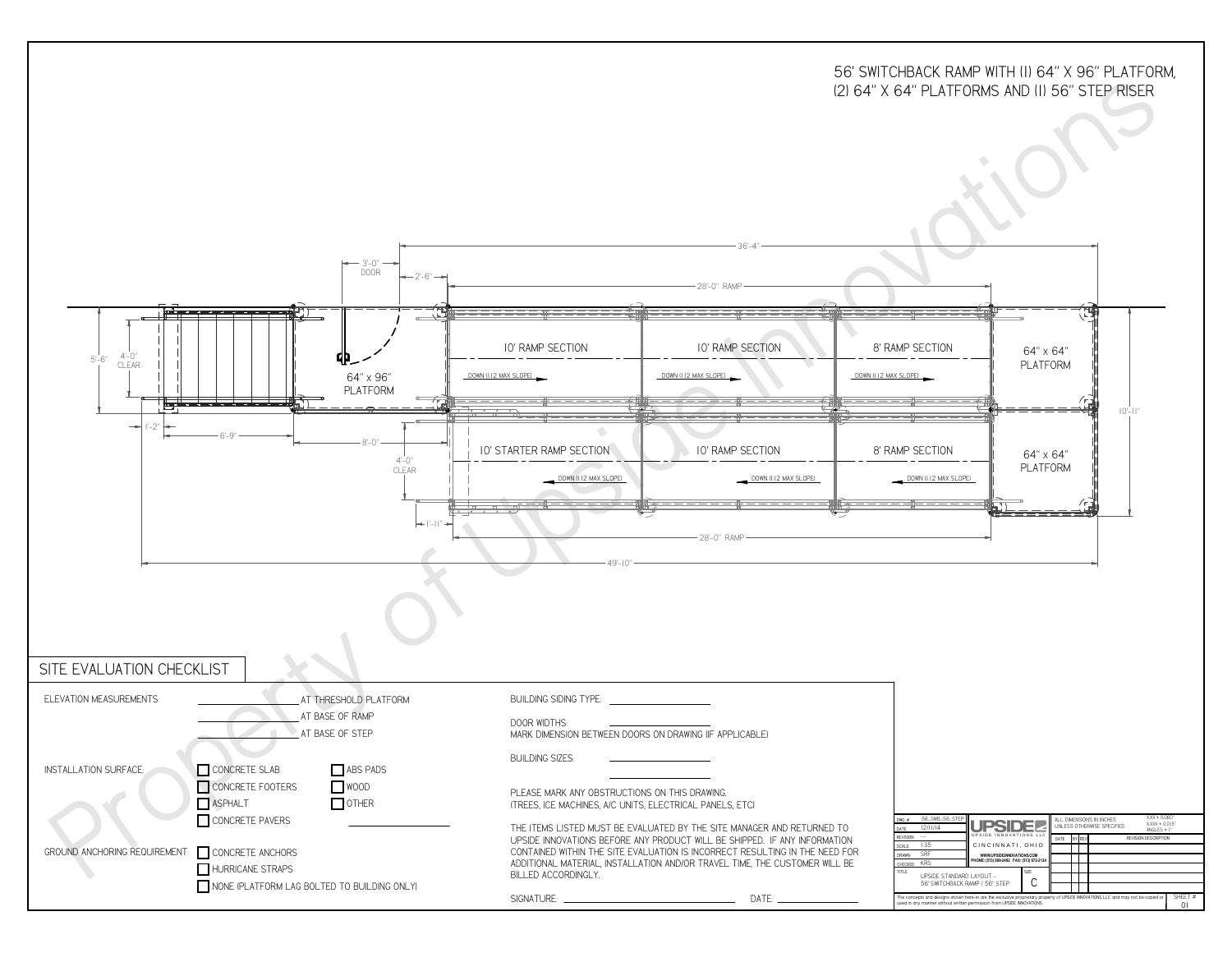# 56' SWITCHBACK RAMP WITH (1) 64" X 96" PLATFORM, (2) 64" X 64" PLATFORMS AND (1) 56" STEP RISER

36'-4"

3'-0" DOOR

2'-6"

28'-0" RAMP

5'-6"

4'-0" CLEAR

64" x 96" PLATFORM

10' RAMP SECTION

DOWN (1:12 MAX SLOPE)

10' RAMP SECTION

DOWN (1:12 MAX SLOPE)

8' RAMP SECTION

DOWN (1:12 MAX SLOPE)

64" x 64" PLATFORM

10'-11"

1'-2"

6'-9"

8'-0"

4'-0" CLEAR

10' STARTER RAMP SECTION

DOWN (1:12 MAX SLOPE)

10' RAMP SECTION

DOWN (1:12 MAX SLOPE)

8' RAMP SECTION

DOWN (1:12 MAX SLOPE)

64" x 64" PLATFORM

1'-11"

28'-0" RAMP

49'-10"

Property of Upside Innovations

## SITE EVALUATION CHECKLIST

ELEVATION MEASUREMENTS: ____________ AT THRESHOLD PLATFORM

____________ AT BASE OF RAMP

____________ AT BASE OF STEP

INSTALLATION SURFACE:

- ☐ CONCRETE SLAB
- ☐ CONCRETE FOOTERS
- ☐ ASPHALT
- ☐ CONCRETE PAVERS
- ☐ ABS PADS
- ☐ WOOD
- ☐ OTHER ____________

GROUND ANCHORING REQUIREMENT:

- ☐ CONCRETE ANCHORS
- ☐ HURRICANE STRAPS
- ☐ NONE (PLATFORM LAG BOLTED TO BUILDING ONLY)

BUILDING SIDING TYPE: ____________

DOOR WIDTHS: ____________
MARK DIMENSION BETWEEN DOORS ON DRAWING (IF APPLICABLE)

BUILDING SIZES: ____________

____________

PLEASE MARK ANY OBSTRUCTIONS ON THIS DRAWING.
(TREES, ICE MACHINES, A/C UNITS, ELECTRICAL PANELS, ETC)

THE ITEMS LISTED MUST BE EVALUATED BY THE SITE MANAGER AND RETURNED TO UPSIDE INNOVATIONS BEFORE ANY PRODUCT WILL BE SHIPPED. IF ANY INFORMATION CONTAINED WITHIN THE SITE EVALUATION IS INCORRECT RESULTING IN THE NEED FOR ADDITIONAL MATERIAL, INSTALLATION AND/OR TRAVEL TIME, THE CUSTOMER WILL BE BILLED ACCORDINGLY.

SIGNATURE: ____________________ DATE: ____________

| | |
|---|---|
| DWG # | 56_SWB_56_STEP |
| DATE | 12/11/14 |
| REVISION | --- |
| SCALE | 1:35 |
| DRAWN | SRF |
| CHECKED | KRS |

UPSIDE INNOVATIONS LLC
CINCINNATI, OHIO
WWW.UPSIDEINNOVATIONS.COM
PHONE: (513) 889-2492 FAX: (513) 672-2124

TITLE: UPSIDE STANDARD LAYOUT - 56' SWITCHBACK RAMP / 56" STEP

SIZE: C

ALL DIMENSIONS IN INCHES UNLESS OTHERWISE SPECIFIED

X.XX ± 0.060"
X.XXX ± 0.015"
ANGLES ± 1°

| DATE | BY | REV | REVISION DESCRIPTION |
|---|---|---|---|

The concepts and designs shown here-in are the exclusive proprietary property of UPSIDE INNOVATIONS LLC and may not be copied or used in any manner without written permission from UPSIDE INNOVATIONS.

SHEET # 01